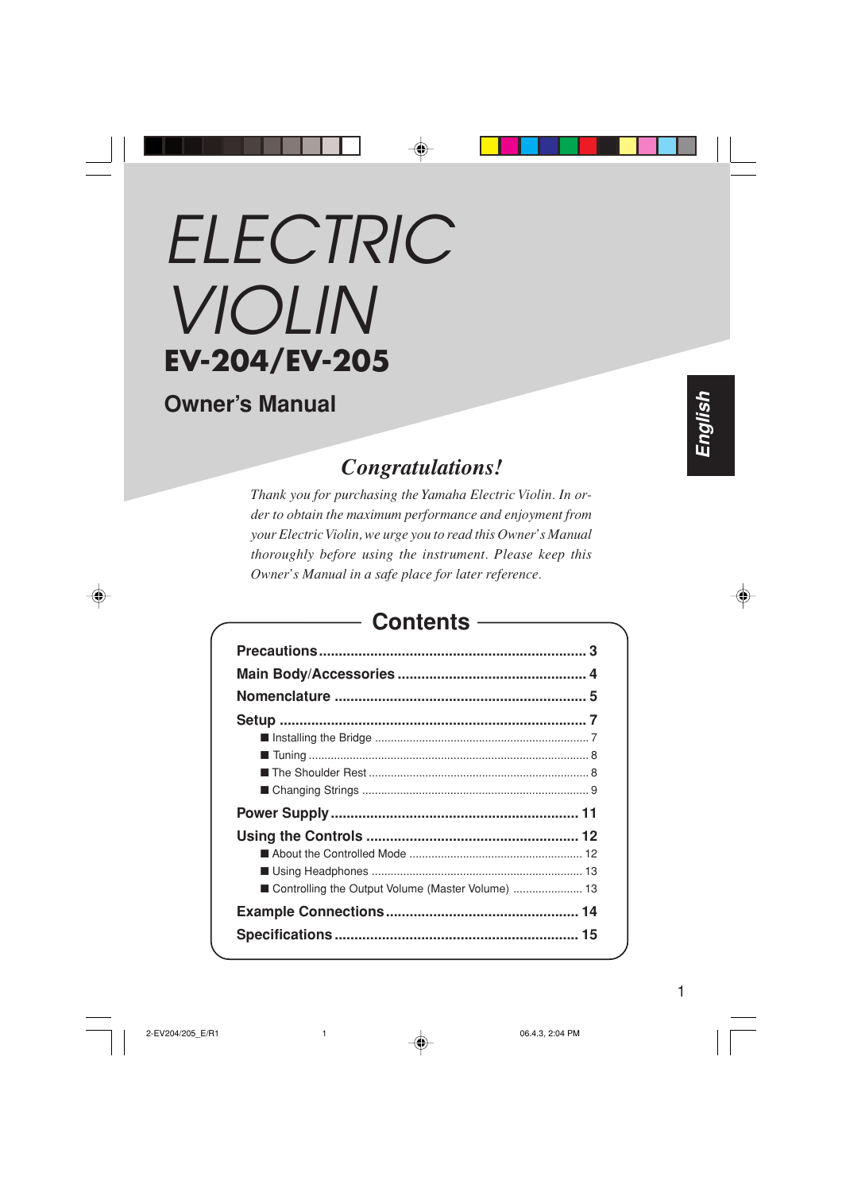# ELECTRIC VIOLIN

## EV-204/EV-205

## Owner's Manual

English

### *Congratulations!*

*Thank you for purchasing the Yamaha Electric Violin. In order to obtain the maximum performance and enjoyment from your Electric Violin, we urge you to read this Owner's Manual thoroughly before using the instrument. Please keep this Owner's Manual in a safe place for later reference.*

## Contents

**Precautions** .......... 3

**Main Body/Accessories** .......... 4

**Nomenclature** .......... 5

**Setup** .......... 7

- Installing the Bridge .......... 7
- Tuning .......... 8
- The Shoulder Rest .......... 8
- Changing Strings .......... 9

**Power Supply** .......... 11

**Using the Controls** .......... 12

- About the Controlled Mode .......... 12
- Using Headphones .......... 13
- Controlling the Output Volume (Master Volume) .......... 13

**Example Connections** .......... 14

**Specifications** .......... 15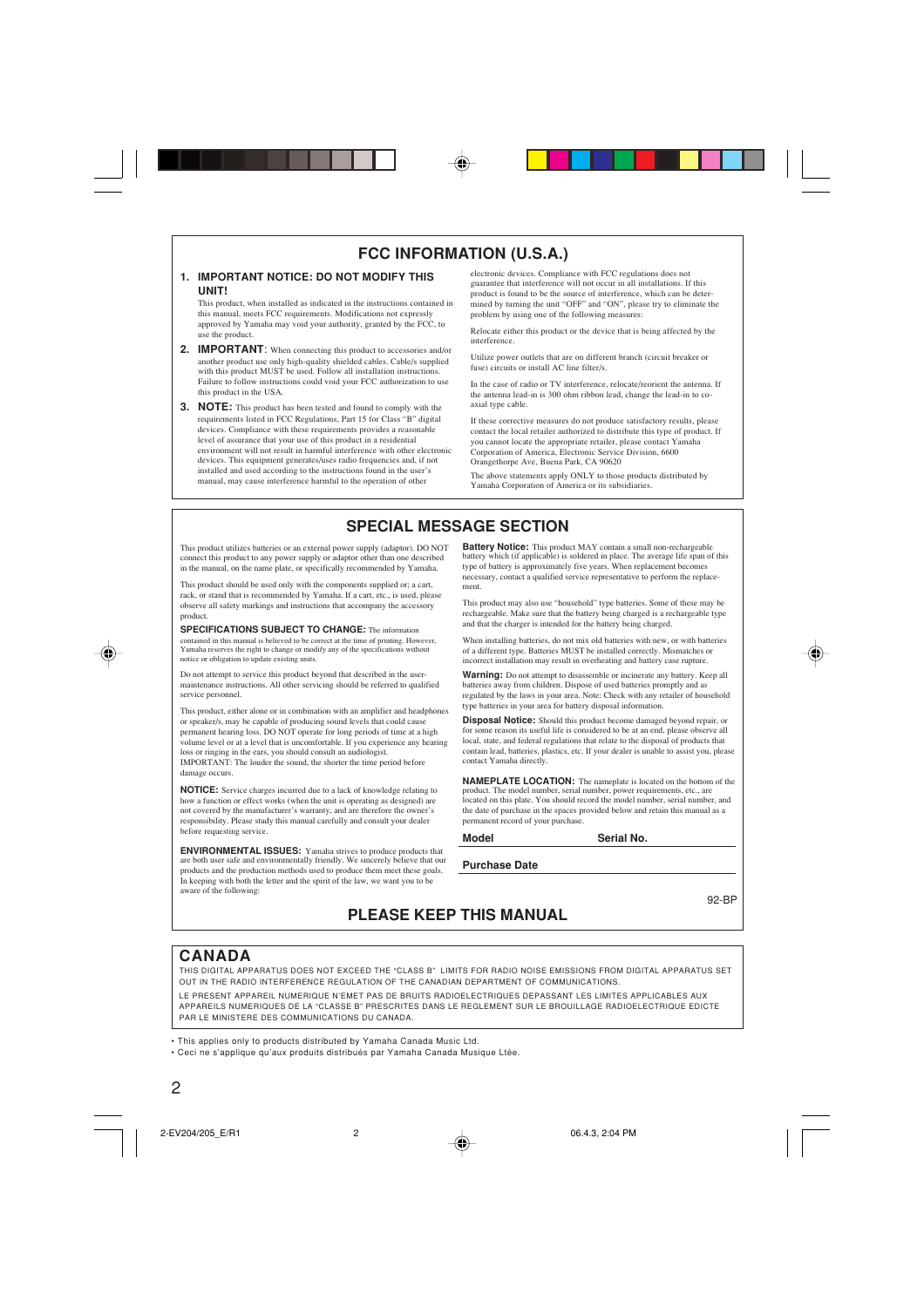## FCC INFORMATION (U.S.A.)

1. **IMPORTANT NOTICE: DO NOT MODIFY THIS UNIT!**
   This product, when installed as indicated in the instructions contained in this manual, meets FCC requirements. Modifications not expressly approved by Yamaha may void your authority, granted by the FCC, to use the product.

2. **IMPORTANT**: When connecting this product to accessories and/or another product use only high-quality shielded cables. Cable/s supplied with this product MUST be used. Follow all installation instructions. Failure to follow instructions could void your FCC authorization to use this product in the USA.

3. **NOTE:** This product has been tested and found to comply with the requirements listed in FCC Regulations, Part 15 for Class "B" digital devices. Compliance with these requirements provides a reasonable level of assurance that your use of this product in a residential environment will not result in harmful interference with other electronic devices. This equipment generates/uses radio frequencies and, if not installed and used according to the instructions found in the user's manual, may cause interference harmful to the operation of other electronic devices. Compliance with FCC regulations does not guarantee that interference will not occur in all installations. If this product is found to be the source of interference, which can be determined by turning the unit "OFF" and "ON", please try to eliminate the problem by using one of the following measures:

   Relocate either this product or the device that is being affected by the interference.

   Utilize power outlets that are on different branch (circuit breaker or fuse) circuits or install AC line filter/s.

   In the case of radio or TV interference, relocate/reorient the antenna. If the antenna lead-in is 300 ohm ribbon lead, change the lead-in to co-axial type cable.

   If these corrective measures do not produce satisfactory results, please contact the local retailer authorized to distribute this type of product. If you cannot locate the appropriate retailer, please contact Yamaha Corporation of America, Electronic Service Division, 6600 Orangethorpe Ave, Buena Park, CA 90620

The above statements apply ONLY to those products distributed by Yamaha Corporation of America or its subsidiaries.

## SPECIAL MESSAGE SECTION

This product utilizes batteries or an external power supply (adaptor). DO NOT connect this product to any power supply or adaptor other than one described in the manual, on the name plate, or specifically recommended by Yamaha.

This product should be used only with the components supplied or; a cart, rack, or stand that is recommended by Yamaha. If a cart, etc., is used, please observe all safety markings and instructions that accompany the accessory product.

**SPECIFICATIONS SUBJECT TO CHANGE:** The information contained in this manual is believed to be correct at the time of printing. However, Yamaha reserves the right to change or modify any of the specifications without notice or obligation to update existing units.

Do not attempt to service this product beyond that described in the user-maintenance instructions. All other servicing should be referred to qualified service personnel.

This product, either alone or in combination with an amplifier and headphones or speaker/s, may be capable of producing sound levels that could cause permanent hearing loss. DO NOT operate for long periods of time at a high volume level or at a level that is uncomfortable. If you experience any hearing loss or ringing in the ears, you should consult an audiologist.
IMPORTANT: The louder the sound, the shorter the time period before damage occurs.

**NOTICE:** Service charges incurred due to a lack of knowledge relating to how a function or effect works (when the unit is operating as designed) are not covered by the manufacturer's warranty, and are therefore the owner's responsibility. Please study this manual carefully and consult your dealer before requesting service.

**ENVIRONMENTAL ISSUES:** Yamaha strives to produce products that are both user safe and environmentally friendly. We sincerely believe that our products and the production methods used to produce them meet these goals. In keeping with both the letter and the spirit of the law, we want you to be aware of the following:

**Battery Notice:** This product MAY contain a small non-rechargeable battery which (if applicable) is soldered in place. The average life span of this type of battery is approximately five years. When replacement becomes necessary, contact a qualified service representative to perform the replacement.

This product may also use "household" type batteries. Some of these may be rechargeable. Make sure that the battery being charged is a rechargeable type and that the charger is intended for the battery being charged.

When installing batteries, do not mix old batteries with new, or with batteries of a different type. Batteries MUST be installed correctly. Mismatches or incorrect installation may result in overheating and battery case rupture.

**Warning:** Do not attempt to disassemble or incinerate any battery. Keep all batteries away from children. Dispose of used batteries promptly and as regulated by the laws in your area. Note: Check with any retailer of household type batteries in your area for battery disposal information.

**Disposal Notice:** Should this product become damaged beyond repair, or for some reason its useful life is considered to be at an end, please observe all local, state, and federal regulations that relate to the disposal of products that contain lead, batteries, plastics, etc. If your dealer is unable to assist you, please contact Yamaha directly.

**NAMEPLATE LOCATION:** The nameplate is located on the bottom of the product. The model number, serial number, power requirements, etc., are located on this plate. You should record the model number, serial number, and the date of purchase in the spaces provided below and retain this manual as a permanent record of your purchase.

**Model** &nbsp;&nbsp;&nbsp;&nbsp;&nbsp;&nbsp;&nbsp;&nbsp; **Serial No.**

**Purchase Date**

92-BP

## PLEASE KEEP THIS MANUAL

## CANADA

THIS DIGITAL APPARATUS DOES NOT EXCEED THE "CLASS B" LIMITS FOR RADIO NOISE EMISSIONS FROM DIGITAL APPARATUS SET OUT IN THE RADIO INTERFERENCE REGULATION OF THE CANADIAN DEPARTMENT OF COMMUNICATIONS.

LE PRESENT APPAREIL NUMERIQUE N'EMET PAS DE BRUITS RADIOELECTRIQUES DEPASSANT LES LIMITES APPLICABLES AUX APPAREILS NUMERIQUES DE LA "CLASSE B" PRESCRITES DANS LE REGLEMENT SUR LE BROUILLAGE RADIOELECTRIQUE EDICTE PAR LE MINISTERE DES COMMUNICATIONS DU CANADA.

- This applies only to products distributed by Yamaha Canada Music Ltd.
- Ceci ne s'applique qu'aux produits distribués par Yamaha Canada Musique Ltée.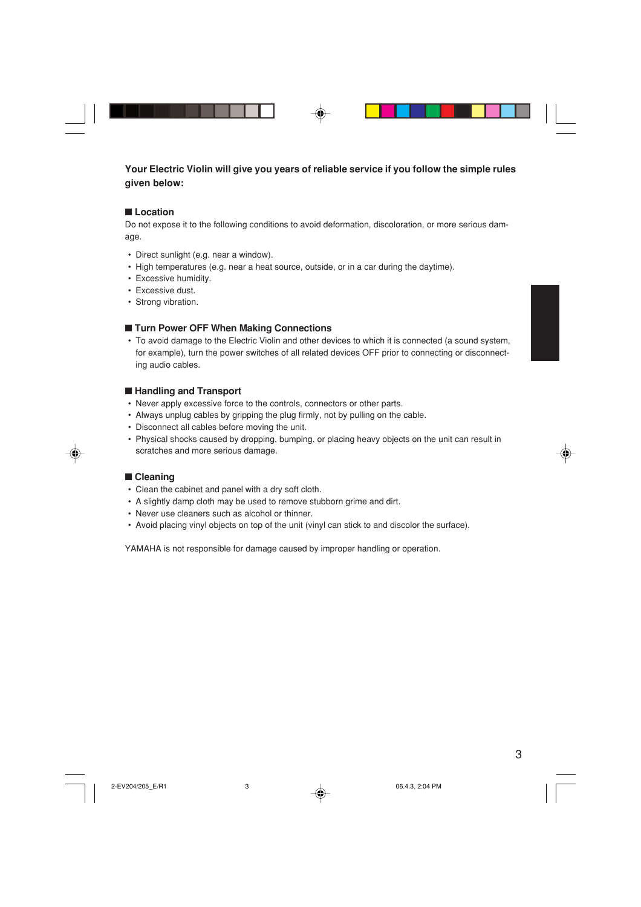**Your Electric Violin will give you years of reliable service if you follow the simple rules given below:**

## ■ Location

Do not expose it to the following conditions to avoid deformation, discoloration, or more serious damage.

- Direct sunlight (e.g. near a window).
- High temperatures (e.g. near a heat source, outside, or in a car during the daytime).
- Excessive humidity.
- Excessive dust.
- Strong vibration.

## ■ Turn Power OFF When Making Connections

- To avoid damage to the Electric Violin and other devices to which it is connected (a sound system, for example), turn the power switches of all related devices OFF prior to connecting or disconnecting audio cables.

## ■ Handling and Transport

- Never apply excessive force to the controls, connectors or other parts.
- Always unplug cables by gripping the plug firmly, not by pulling on the cable.
- Disconnect all cables before moving the unit.
- Physical shocks caused by dropping, bumping, or placing heavy objects on the unit can result in scratches and more serious damage.

## ■ Cleaning

- Clean the cabinet and panel with a dry soft cloth.
- A slightly damp cloth may be used to remove stubborn grime and dirt.
- Never use cleaners such as alcohol or thinner.
- Avoid placing vinyl objects on top of the unit (vinyl can stick to and discolor the surface).

YAMAHA is not responsible for damage caused by improper handling or operation.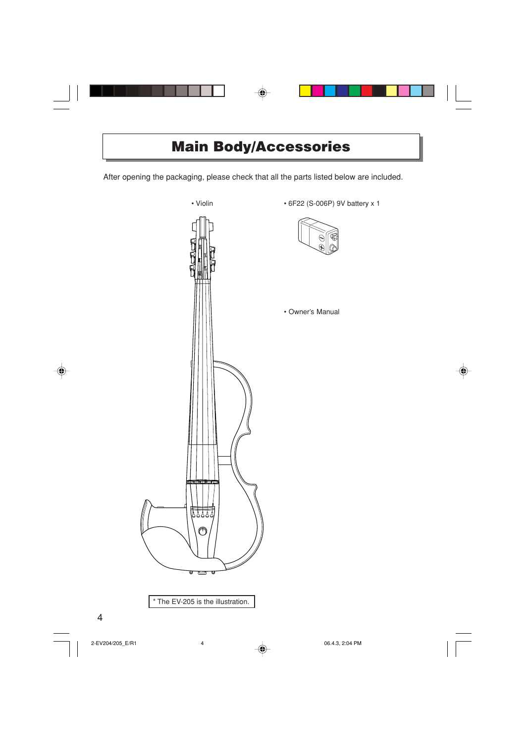# Main Body/Accessories

After opening the packaging, please check that all the parts listed below are included.

- Violin
- 6F22 (S-006P) 9V battery x 1
- Owner's Manual

* The EV-205 is the illustration.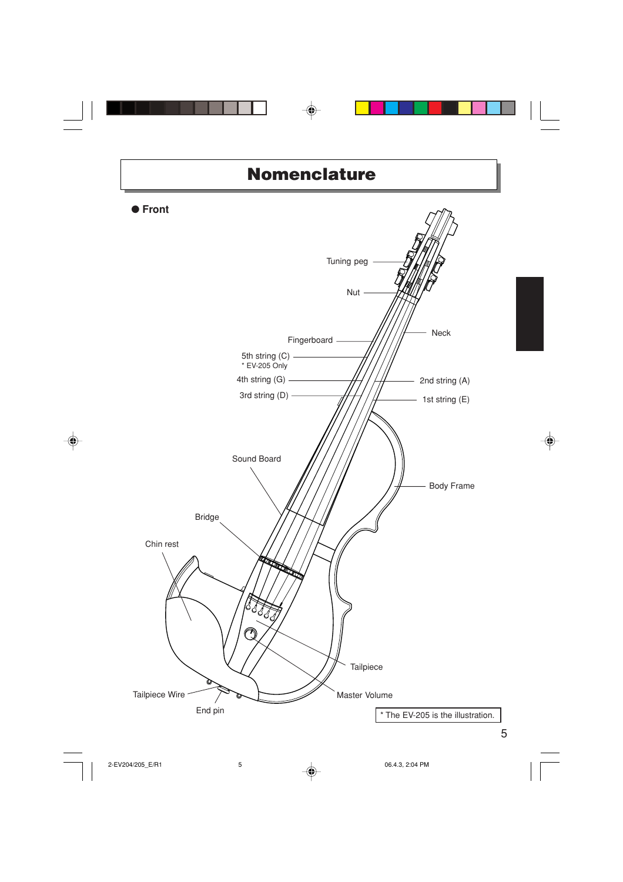# Nomenclature

● **Front**

Tuning peg

Nut

Neck

Fingerboard

5th string (C)
* EV-205 Only

4th string (G)

2nd string (A)

3rd string (D)

1st string (E)

Sound Board

Body Frame

Bridge

Chin rest

Tailpiece

Tailpiece Wire

Master Volume

End pin

* The EV-205 is the illustration.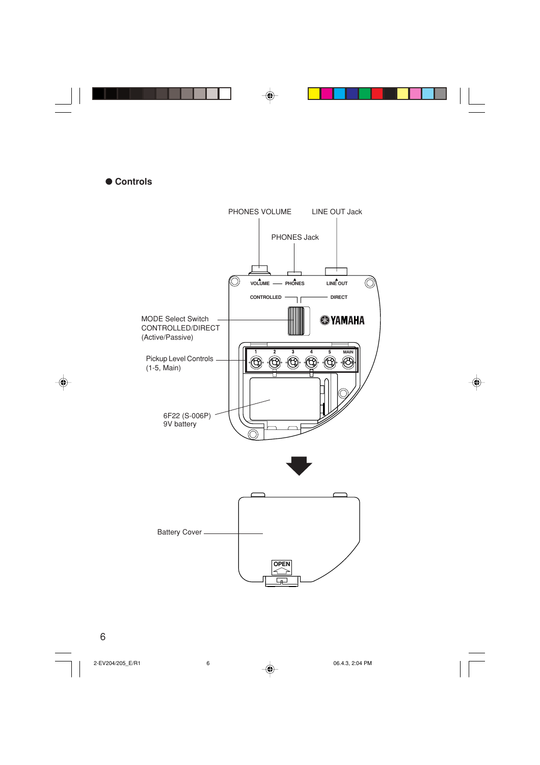## ● Controls

PHONES VOLUME

LINE OUT Jack

PHONES Jack

VOLUME — PHONES

LINE OUT

CONTROLLED

DIRECT

MODE Select Switch
CONTROLLED/DIRECT
(Active/Passive)

YAMAHA

Pickup Level Controls
(1-5, Main)

1 2 3 4 5 MAIN

6F22 (S-006P)
9V battery

Battery Cover

OPEN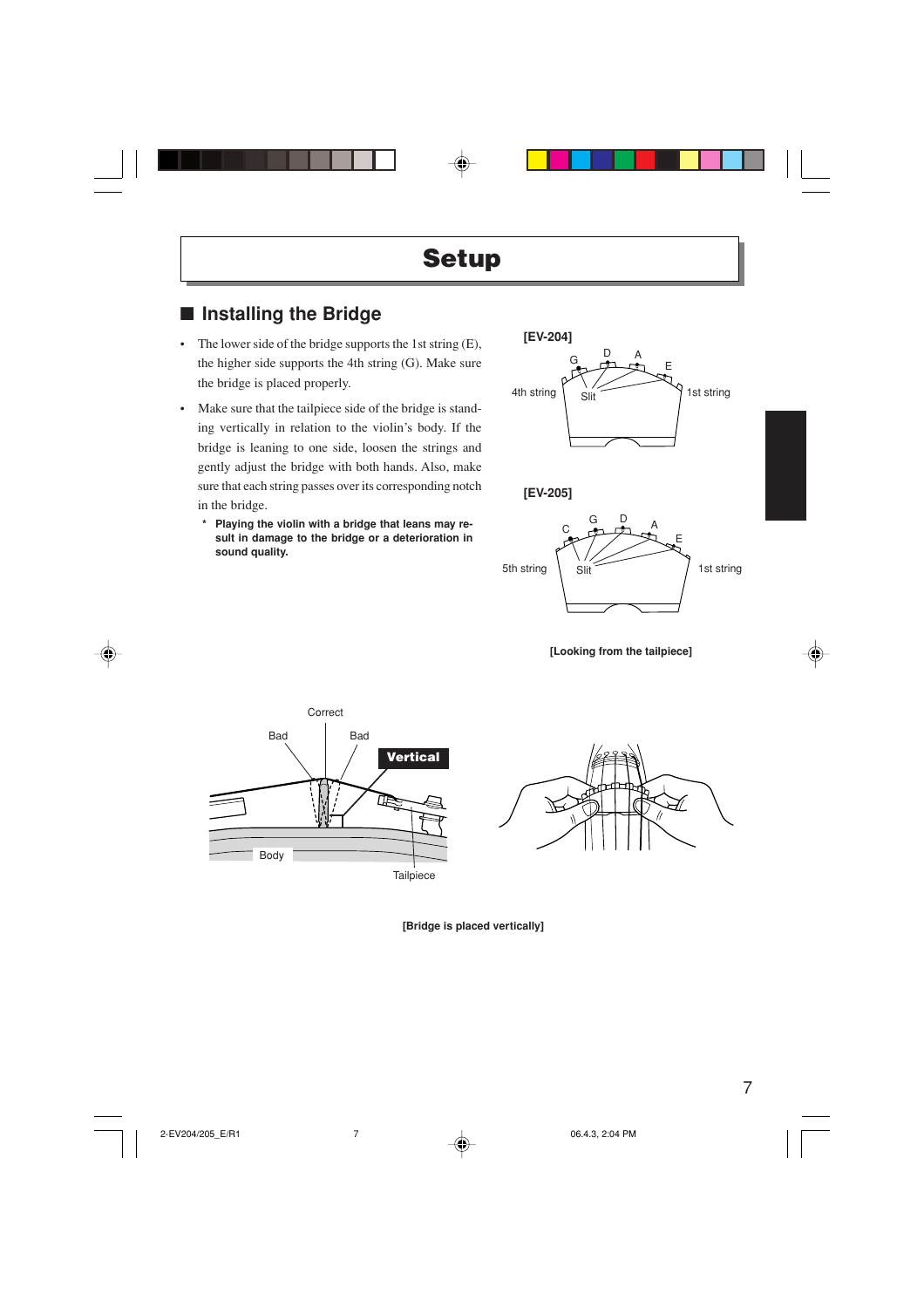# Setup

## ■ Installing the Bridge

- The lower side of the bridge supports the 1st string (E), the higher side supports the 4th string (G). Make sure the bridge is placed properly.
- Make sure that the tailpiece side of the bridge is standing vertically in relation to the violin's body. If the bridge is leaning to one side, loosen the strings and gently adjust the bridge with both hands. Also, make sure that each string passes over its corresponding notch in the bridge.

  * **Playing the violin with a bridge that leans may result in damage to the bridge or a deterioration in sound quality.**

**[EV-204]**

G D A E — 4th string, Slit, 1st string

**[EV-205]**

C G D A E — 5th string, Slit, 1st string

**[Looking from the tailpiece]**

Correct, Bad, Bad, Vertical, Body, Tailpiece

**[Bridge is placed vertically]**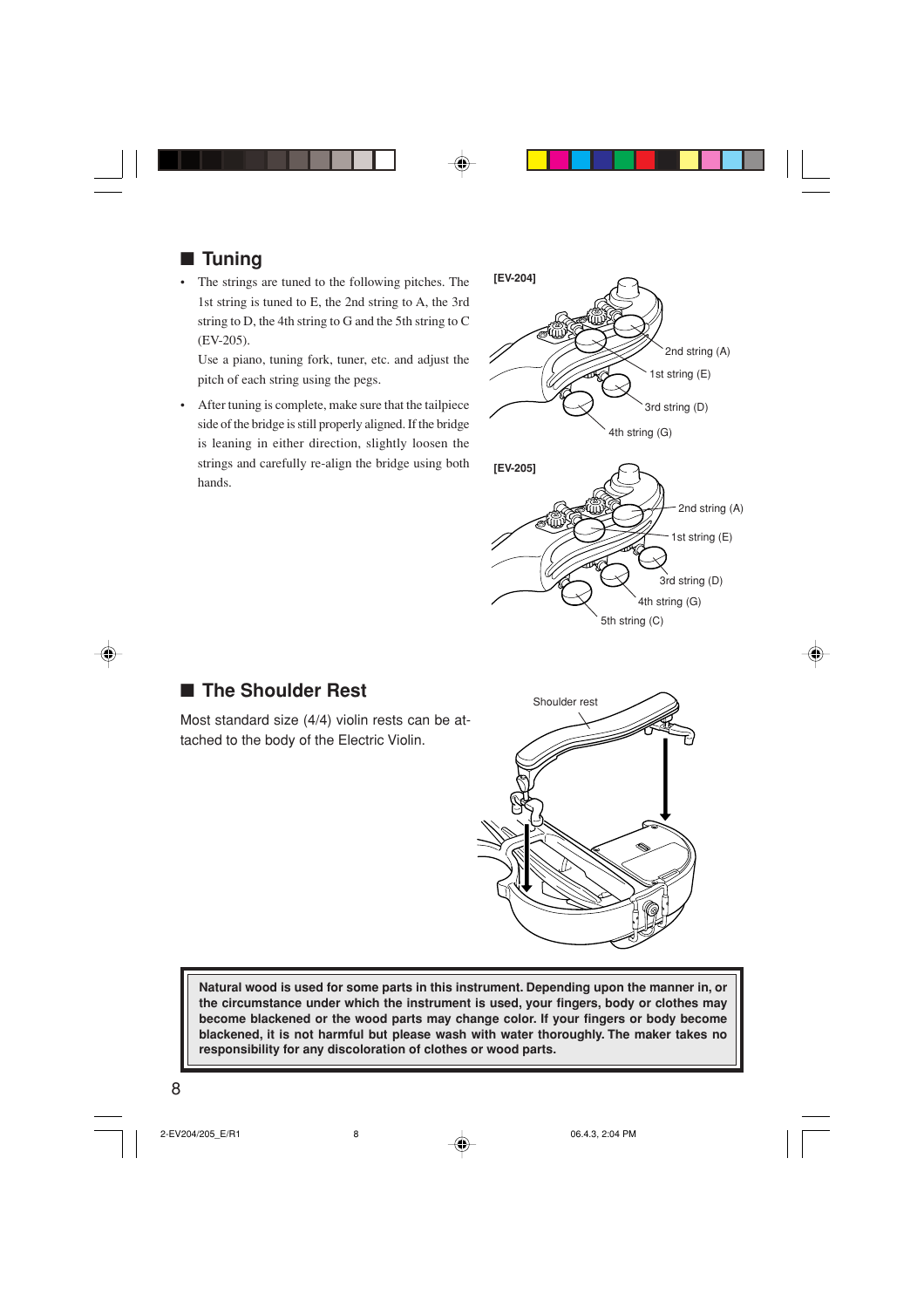## ■ Tuning

- The strings are tuned to the following pitches. The 1st string is tuned to E, the 2nd string to A, the 3rd string to D, the 4th string to G and the 5th string to C (EV-205).

  Use a piano, tuning fork, tuner, etc. and adjust the pitch of each string using the pegs.

- After tuning is complete, make sure that the tailpiece side of the bridge is still properly aligned. If the bridge is leaning in either direction, slightly loosen the strings and carefully re-align the bridge using both hands.

[EV-204]

2nd string (A)
1st string (E)
3rd string (D)
4th string (G)

[EV-205]

2nd string (A)
1st string (E)
3rd string (D)
4th string (G)
5th string (C)

## ■ The Shoulder Rest

Most standard size (4/4) violin rests can be attached to the body of the Electric Violin.

Shoulder rest

**Natural wood is used for some parts in this instrument. Depending upon the manner in, or the circumstance under which the instrument is used, your fingers, body or clothes may become blackened or the wood parts may change color. If your fingers or body become blackened, it is not harmful but please wash with water thoroughly. The maker takes no responsibility for any discoloration of clothes or wood parts.**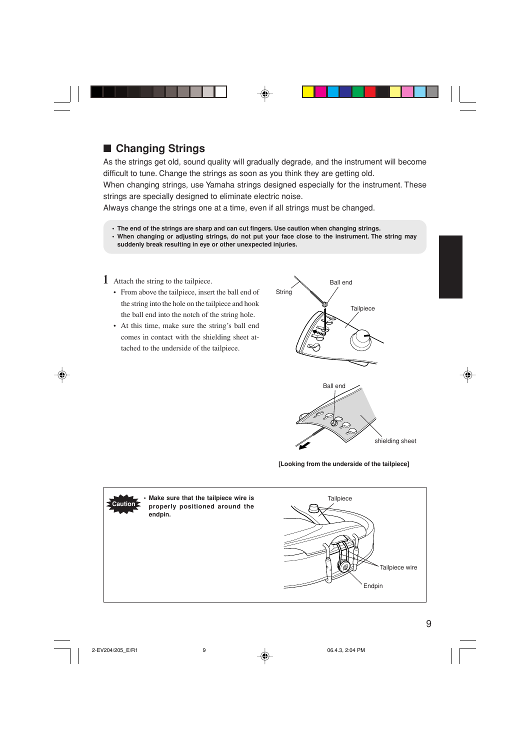## ■ Changing Strings

As the strings get old, sound quality will gradually degrade, and the instrument will become difficult to tune. Change the strings as soon as you think they are getting old.
When changing strings, use Yamaha strings designed especially for the instrument. These strings are specially designed to eliminate electric noise.
Always change the strings one at a time, even if all strings must be changed.

- **The end of the strings are sharp and can cut fingers. Use caution when changing strings.**
- **When changing or adjusting strings, do not put your face close to the instrument. The string may suddenly break resulting in eye or other unexpected injuries.**

**1** Attach the string to the tailpiece.

- From above the tailpiece, insert the ball end of the string into the hole on the tailpiece and hook the ball end into the notch of the string hole.
- At this time, make sure the string's ball end comes in contact with the shielding sheet attached to the underside of the tailpiece.

String · Ball end · Tailpiece

Ball end · shielding sheet

**[Looking from the underside of the tailpiece]**

**Caution**

- **Make sure that the tailpiece wire is properly positioned around the endpin.**

Tailpiece · Tailpiece wire · Endpin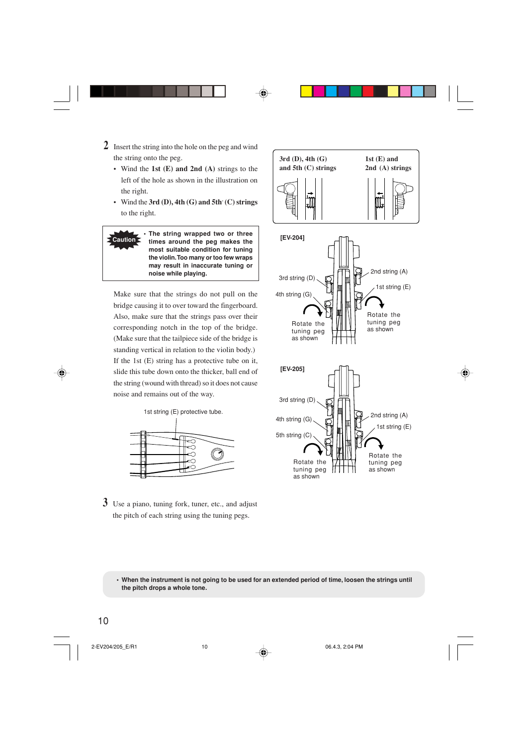2 Insert the string into the hole on the peg and wind the string onto the peg.

- Wind the **1st (E) and 2nd (A)** strings to the left of the hole as shown in the illustration on the right.
- Wind the **3rd (D), 4th (G) and 5th* (C) strings** to the right.

**Caution**

- **The string wrapped two or three times around the peg makes the most suitable condition for tuning the violin. Too many or too few wraps may result in inaccurate tuning or noise while playing.**

**3rd (D), 4th (G) and 5th (C) strings**

**1st (E) and 2nd (A) strings**

**[EV-204]**

3rd string (D)
4th string (G)
2nd string (A)
1st string (E)
Rotate the tuning peg as shown
Rotate the tuning peg as shown

**[EV-205]**

3rd string (D)
4th string (G)
5th string (C)
2nd string (A)
1st string (E)
Rotate the tuning peg as shown
Rotate the tuning peg as shown

Make sure that the strings do not pull on the bridge causing it to over toward the fingerboard. Also, make sure that the strings pass over their corresponding notch in the top of the bridge. (Make sure that the tailpiece side of the bridge is standing vertical in relation to the violin body.) If the 1st (E) string has a protective tube on it, slide this tube down onto the thicker, ball end of the string (wound with thread) so it does not cause noise and remains out of the way.

1st string (E) protective tube.

3 Use a piano, tuning fork, tuner, etc., and adjust the pitch of each string using the tuning pegs.

- **When the instrument is not going to be used for an extended period of time, loosen the strings until the pitch drops a whole tone.**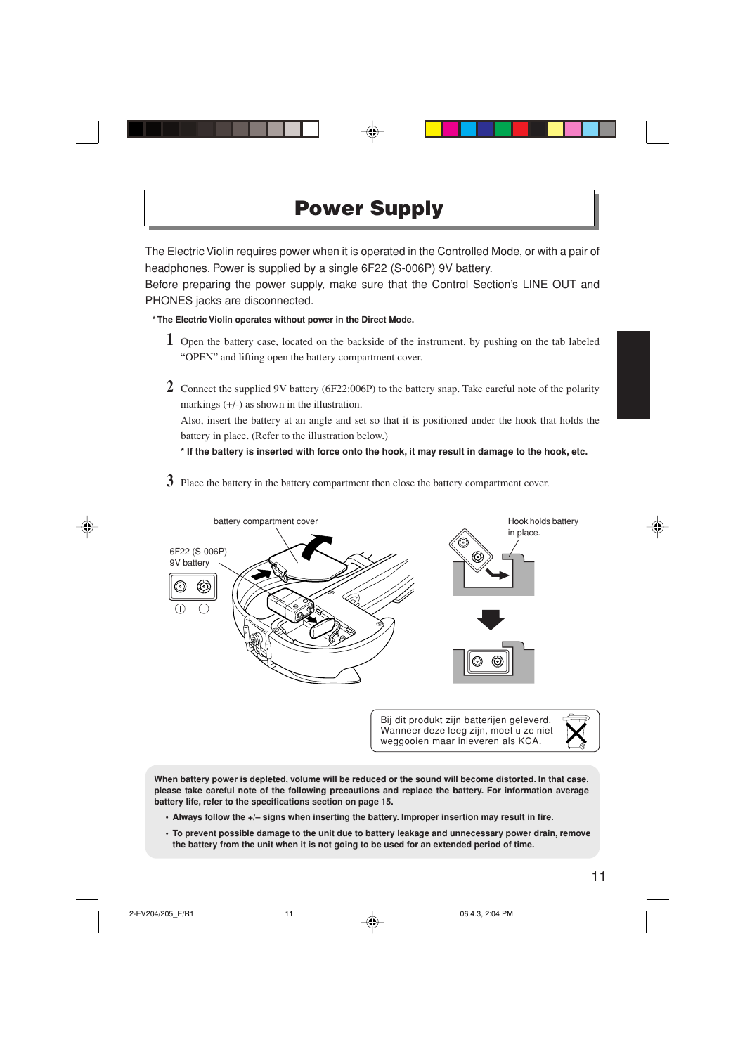# Power Supply

The Electric Violin requires power when it is operated in the Controlled Mode, or with a pair of headphones. Power is supplied by a single 6F22 (S-006P) 9V battery.
Before preparing the power supply, make sure that the Control Section's LINE OUT and PHONES jacks are disconnected.

**\* The Electric Violin operates without power in the Direct Mode.**

1. Open the battery case, located on the backside of the instrument, by pushing on the tab labeled "OPEN" and lifting open the battery compartment cover.

2. Connect the supplied 9V battery (6F22:006P) to the battery snap. Take careful note of the polarity markings (+/-) as shown in the illustration.
   Also, insert the battery at an angle and set so that it is positioned under the hook that holds the battery in place. (Refer to the illustration below.)
   **\* If the battery is inserted with force onto the hook, it may result in damage to the hook, etc.**

3. Place the battery in the battery compartment then close the battery compartment cover.

battery compartment cover

6F22 (S-006P)
9V battery

Hook holds battery in place.

Bij dit produkt zijn batterijen geleverd.
Wanneer deze leeg zijn, moet u ze niet weggooien maar inleveren als KCA.

**When battery power is depleted, volume will be reduced or the sound will become distorted. In that case, please take careful note of the following precautions and replace the battery. For information average battery life, refer to the specifications section on page 15.**

- **Always follow the +/– signs when inserting the battery. Improper insertion may result in fire.**
- **To prevent possible damage to the unit due to battery leakage and unnecessary power drain, remove the battery from the unit when it is not going to be used for an extended period of time.**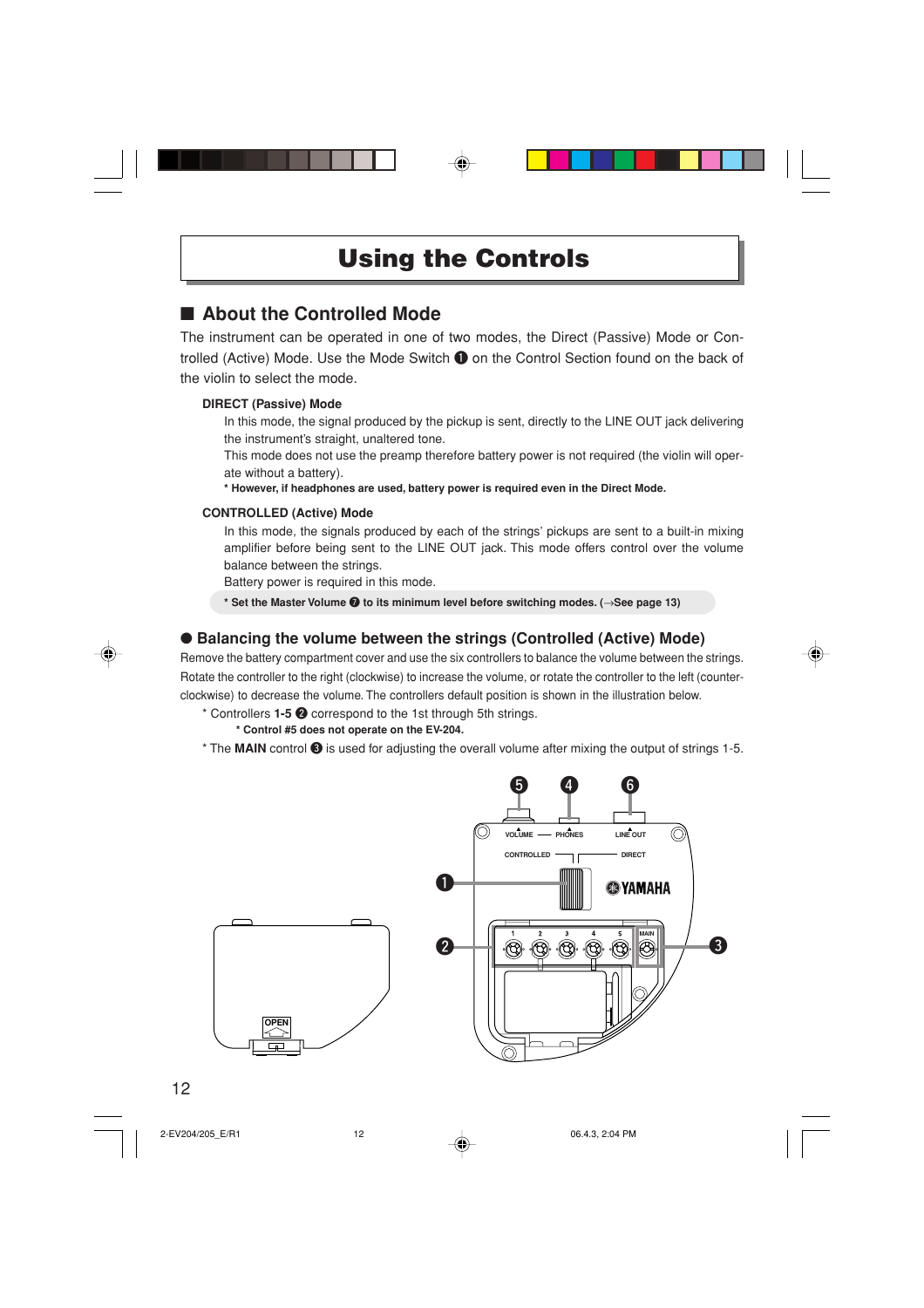# Using the Controls

## ■ About the Controlled Mode

The instrument can be operated in one of two modes, the Direct (Passive) Mode or Controlled (Active) Mode. Use the Mode Switch ❶ on the Control Section found on the back of the violin to select the mode.

### DIRECT (Passive) Mode

In this mode, the signal produced by the pickup is sent, directly to the LINE OUT jack delivering the instrument's straight, unaltered tone.

This mode does not use the preamp therefore battery power is not required (the violin will operate without a battery).

**\* However, if headphones are used, battery power is required even in the Direct Mode.**

### CONTROLLED (Active) Mode

In this mode, the signals produced by each of the strings' pickups are sent to a built-in mixing amplifier before being sent to the LINE OUT jack. This mode offers control over the volume balance between the strings.

Battery power is required in this mode.

**\* Set the Master Volume ❼ to its minimum level before switching modes. (→See page 13)**

## ● Balancing the volume between the strings (Controlled (Active) Mode)

Remove the battery compartment cover and use the six controllers to balance the volume between the strings. Rotate the controller to the right (clockwise) to increase the volume, or rotate the controller to the left (counter-clockwise) to decrease the volume. The controllers default position is shown in the illustration below.

\* Controllers **1-5** ❷ correspond to the 1st through 5th strings.

**\* Control #5 does not operate on the EV-204.**

\* The **MAIN** control ❸ is used for adjusting the overall volume after mixing the output of strings 1-5.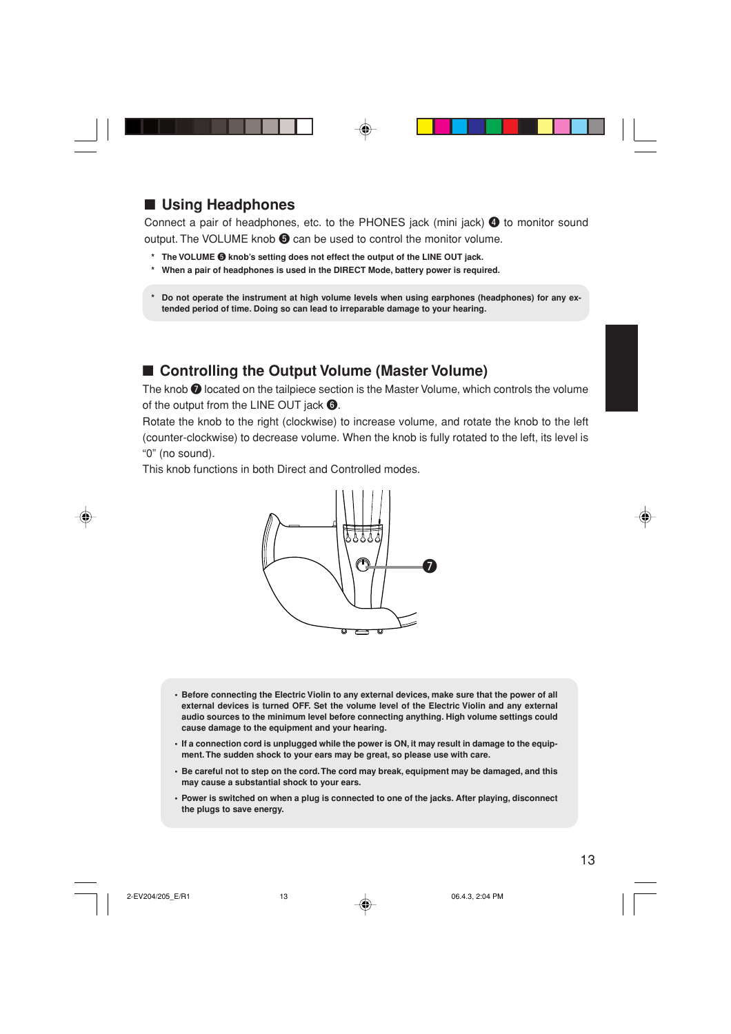## ■ Using Headphones

Connect a pair of headphones, etc. to the PHONES jack (mini jack) ❹ to monitor sound output. The VOLUME knob ❺ can be used to control the monitor volume.

- **The VOLUME ❺ knob's setting does not effect the output of the LINE OUT jack.**
- **When a pair of headphones is used in the DIRECT Mode, battery power is required.**

- **Do not operate the instrument at high volume levels when using earphones (headphones) for any extended period of time. Doing so can lead to irreparable damage to your hearing.**

## ■ Controlling the Output Volume (Master Volume)

The knob ❼ located on the tailpiece section is the Master Volume, which controls the volume of the output from the LINE OUT jack ❻.

Rotate the knob to the right (clockwise) to increase volume, and rotate the knob to the left (counter-clockwise) to decrease volume. When the knob is fully rotated to the left, its level is "0" (no sound).

This knob functions in both Direct and Controlled modes.

❼

- **Before connecting the Electric Violin to any external devices, make sure that the power of all external devices is turned OFF. Set the volume level of the Electric Violin and any external audio sources to the minimum level before connecting anything. High volume settings could cause damage to the equipment and your hearing.**
- **If a connection cord is unplugged while the power is ON, it may result in damage to the equipment. The sudden shock to your ears may be great, so please use with care.**
- **Be careful not to step on the cord. The cord may break, equipment may be damaged, and this may cause a substantial shock to your ears.**
- **Power is switched on when a plug is connected to one of the jacks. After playing, disconnect the plugs to save energy.**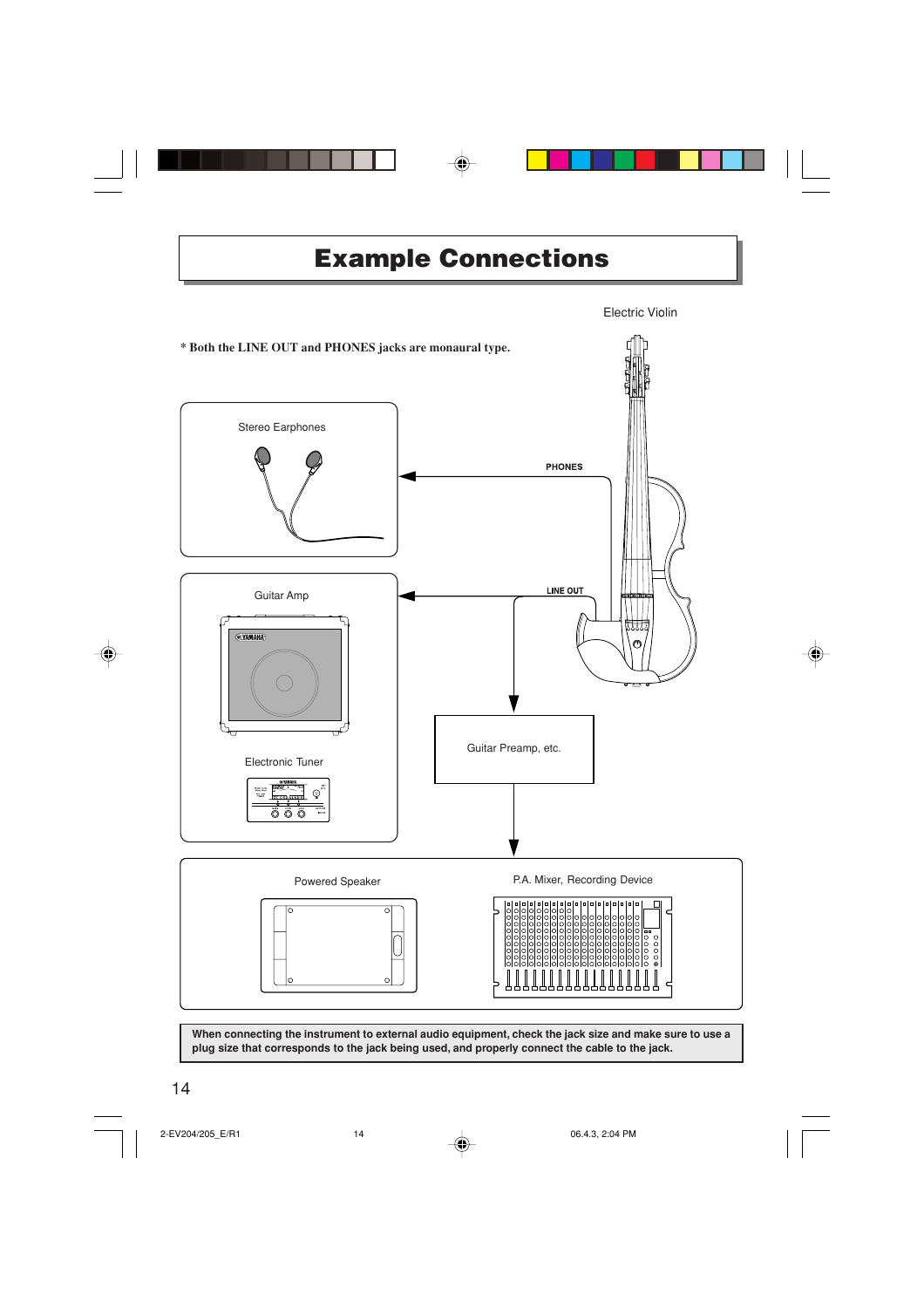# Example Connections

* Both the LINE OUT and PHONES jacks are monaural type.

Electric Violin

PHONES

LINE OUT

Stereo Earphones

Guitar Amp

Electronic Tuner

Guitar Preamp, etc.

Powered Speaker

P.A. Mixer, Recording Device

**When connecting the instrument to external audio equipment, check the jack size and make sure to use a plug size that corresponds to the jack being used, and properly connect the cable to the jack.**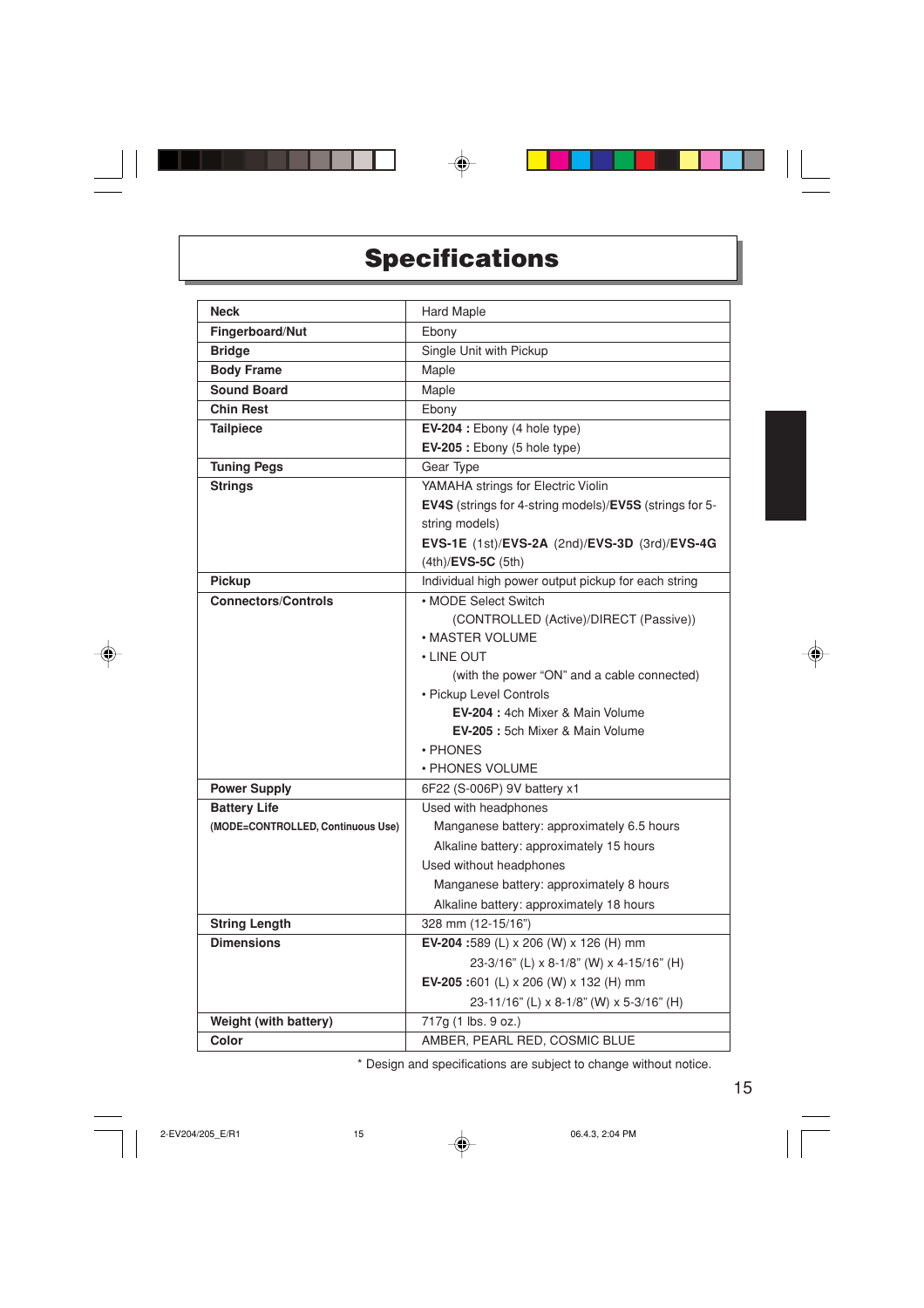# Specifications

| | |
|---|---|
| **Neck** | Hard Maple |
| **Fingerboard/Nut** | Ebony |
| **Bridge** | Single Unit with Pickup |
| **Body Frame** | Maple |
| **Sound Board** | Maple |
| **Chin Rest** | Ebony |
| **Tailpiece** | **EV-204 :** Ebony (4 hole type)<br>**EV-205 :** Ebony (5 hole type) |
| **Tuning Pegs** | Gear Type |
| **Strings** | YAMAHA strings for Electric Violin<br>**EV4S** (strings for 4-string models)/**EV5S** (strings for 5-string models)<br>**EVS-1E** (1st)/**EVS-2A** (2nd)/**EVS-3D** (3rd)/**EVS-4G** (4th)/**EVS-5C** (5th) |
| **Pickup** | Individual high power output pickup for each string |
| **Connectors/Controls** | • MODE Select Switch<br>(CONTROLLED (Active)/DIRECT (Passive))<br>• MASTER VOLUME<br>• LINE OUT<br>(with the power "ON" and a cable connected)<br>• Pickup Level Controls<br>**EV-204 :** 4ch Mixer & Main Volume<br>**EV-205 :** 5ch Mixer & Main Volume<br>• PHONES<br>• PHONES VOLUME |
| **Power Supply** | 6F22 (S-006P) 9V battery x1 |
| **Battery Life**<br>**(MODE=CONTROLLED, Continuous Use)** | Used with headphones<br>Manganese battery: approximately 6.5 hours<br>Alkaline battery: approximately 15 hours<br>Used without headphones<br>Manganese battery: approximately 8 hours<br>Alkaline battery: approximately 18 hours |
| **String Length** | 328 mm (12-15/16") |
| **Dimensions** | **EV-204 :**589 (L) x 206 (W) x 126 (H) mm<br>23-3/16" (L) x 8-1/8" (W) x 4-15/16" (H)<br>**EV-205 :**601 (L) x 206 (W) x 132 (H) mm<br>23-11/16" (L) x 8-1/8" (W) x 5-3/16" (H) |
| **Weight (with battery)** | 717g (1 lbs. 9 oz.) |
| **Color** | AMBER, PEARL RED, COSMIC BLUE |

* Design and specifications are subject to change without notice.